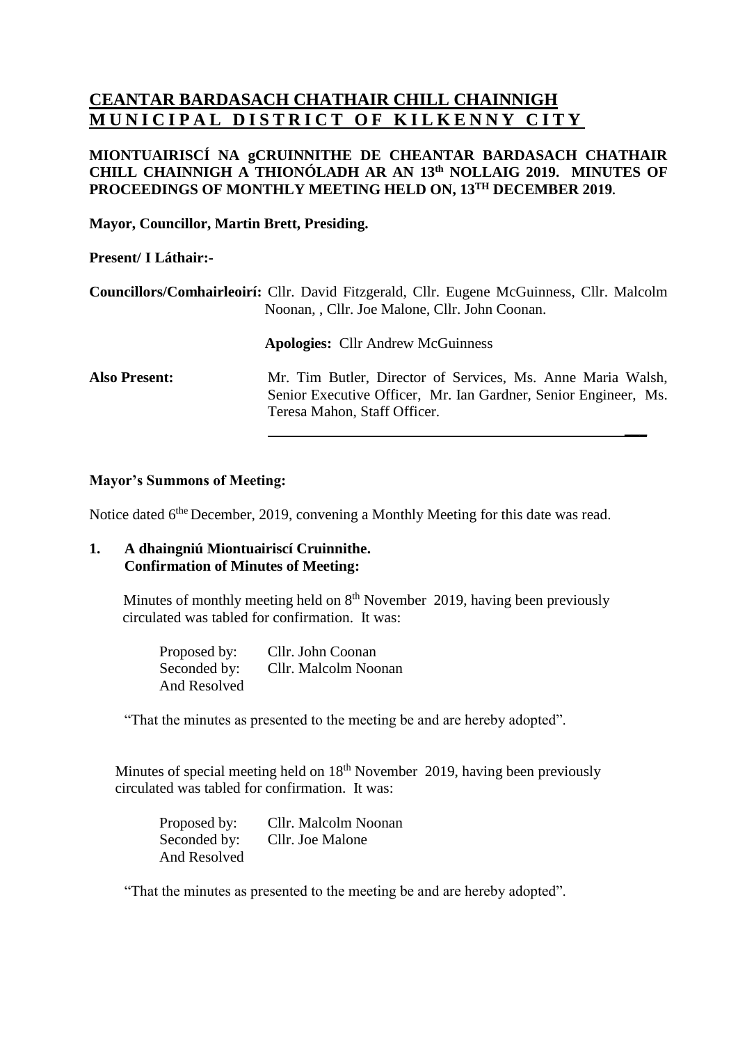# CEANTAR BARDASACH CHATHAIR CHILL CHAINNIGH
# MUNICIPAL DISTRICT OF KILKENNY CITY

**MIONTUAIRISCÍ NA gCRUINNITHE DE CHEANTAR BARDASACH CHATHAIR CHILL CHAINNIGH A THIONÓLADH AR AN 13th NOLLAIG 2019. MINUTES OF PROCEEDINGS OF MONTHLY MEETING HELD ON, 13TH DECEMBER 2019.**

**Mayor, Councillor, Martin Brett, Presiding.**

**Present/ I Láthair:-**

**Councillors/Comhairleoirí:** Cllr. David Fitzgerald, Cllr. Eugene McGuinness, Cllr. Malcolm Noonan, , Cllr. Joe Malone, Cllr. John Coonan.

**Apologies:** Cllr Andrew McGuinness

**Also Present:** Mr. Tim Butler, Director of Services, Ms. Anne Maria Walsh, Senior Executive Officer, Mr. Ian Gardner, Senior Engineer, Ms. Teresa Mahon, Staff Officer.

---

**Mayor's Summons of Meeting:**

Notice dated 6the December, 2019, convening a Monthly Meeting for this date was read.

**1. A dhaingniú Miontuairiscí Cruinnithe.**
**Confirmation of Minutes of Meeting:**

Minutes of monthly meeting held on 8th November 2019, having been previously circulated was tabled for confirmation. It was:

Proposed by: Cllr. John Coonan
Seconded by: Cllr. Malcolm Noonan
And Resolved

"That the minutes as presented to the meeting be and are hereby adopted".

Minutes of special meeting held on 18th November 2019, having been previously circulated was tabled for confirmation. It was:

Proposed by: Cllr. Malcolm Noonan
Seconded by: Cllr. Joe Malone
And Resolved

"That the minutes as presented to the meeting be and are hereby adopted".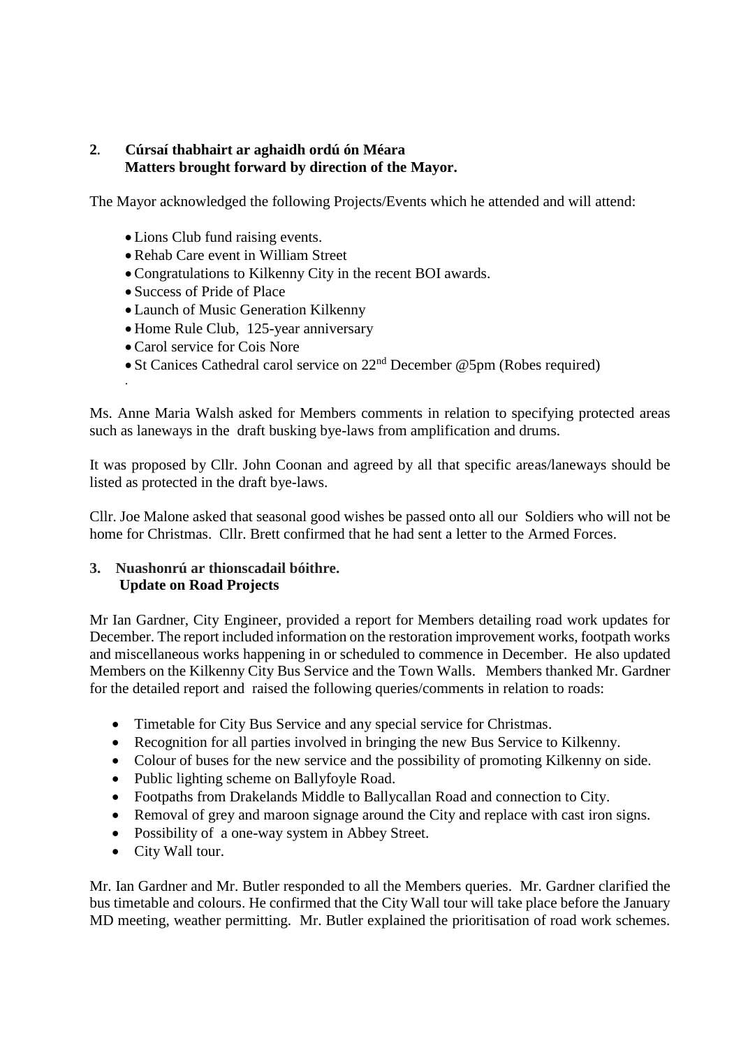## 2. Cúrsaí thabhairt ar aghaidh ordú ón Méara
**Matters brought forward by direction of the Mayor.**

The Mayor acknowledged the following Projects/Events which he attended and will attend:

- Lions Club fund raising events.
- Rehab Care event in William Street
- Congratulations to Kilkenny City in the recent BOI awards.
- Success of Pride of Place
- Launch of Music Generation Kilkenny
- Home Rule Club, 125-year anniversary
- Carol service for Cois Nore
- St Canices Cathedral carol service on 22nd December @5pm (Robes required)

Ms. Anne Maria Walsh asked for Members comments in relation to specifying protected areas such as laneways in the draft busking bye-laws from amplification and drums.

It was proposed by Cllr. John Coonan and agreed by all that specific areas/laneways should be listed as protected in the draft bye-laws.

Cllr. Joe Malone asked that seasonal good wishes be passed onto all our Soldiers who will not be home for Christmas. Cllr. Brett confirmed that he had sent a letter to the Armed Forces.

## 3. Nuashonrú ar thionscadail bóithre.
**Update on Road Projects**

Mr Ian Gardner, City Engineer, provided a report for Members detailing road work updates for December. The report included information on the restoration improvement works, footpath works and miscellaneous works happening in or scheduled to commence in December. He also updated Members on the Kilkenny City Bus Service and the Town Walls. Members thanked Mr. Gardner for the detailed report and raised the following queries/comments in relation to roads:

- Timetable for City Bus Service and any special service for Christmas.
- Recognition for all parties involved in bringing the new Bus Service to Kilkenny.
- Colour of buses for the new service and the possibility of promoting Kilkenny on side.
- Public lighting scheme on Ballyfoyle Road.
- Footpaths from Drakelands Middle to Ballycallan Road and connection to City.
- Removal of grey and maroon signage around the City and replace with cast iron signs.
- Possibility of a one-way system in Abbey Street.
- City Wall tour.

Mr. Ian Gardner and Mr. Butler responded to all the Members queries. Mr. Gardner clarified the bus timetable and colours. He confirmed that the City Wall tour will take place before the January MD meeting, weather permitting. Mr. Butler explained the prioritisation of road work schemes.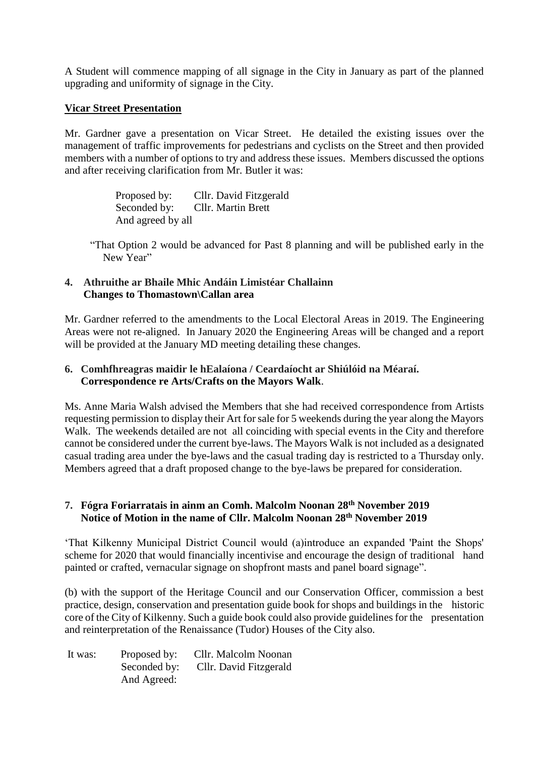A Student will commence mapping of all signage in the City in January as part of the planned upgrading and uniformity of signage in the City.

**Vicar Street Presentation**

Mr. Gardner gave a presentation on Vicar Street. He detailed the existing issues over the management of traffic improvements for pedestrians and cyclists on the Street and then provided members with a number of options to try and address these issues. Members discussed the options and after receiving clarification from Mr. Butler it was:

Proposed by: Cllr. David Fitzgerald
Seconded by: Cllr. Martin Brett
And agreed by all

"That Option 2 would be advanced for Past 8 planning and will be published early in the New Year"

**4. Athruithe ar Bhaile Mhic Andáin Limistéar Challainn**
**Changes to Thomastown\Callan area**

Mr. Gardner referred to the amendments to the Local Electoral Areas in 2019. The Engineering Areas were not re-aligned. In January 2020 the Engineering Areas will be changed and a report will be provided at the January MD meeting detailing these changes.

**6. Comhfhreagras maidir le hEalaíona / Ceardaíocht ar Shiúlóid na Méaraí.**
**Correspondence re Arts/Crafts on the Mayors Walk.**

Ms. Anne Maria Walsh advised the Members that she had received correspondence from Artists requesting permission to display their Art for sale for 5 weekends during the year along the Mayors Walk. The weekends detailed are not all coinciding with special events in the City and therefore cannot be considered under the current bye-laws. The Mayors Walk is not included as a designated casual trading area under the bye-laws and the casual trading day is restricted to a Thursday only. Members agreed that a draft proposed change to the bye-laws be prepared for consideration.

**7. Fógra Foriarratais in ainm an Comh. Malcolm Noonan 28th November 2019**
**Notice of Motion in the name of Cllr. Malcolm Noonan 28th November 2019**

'That Kilkenny Municipal District Council would (a)introduce an expanded 'Paint the Shops' scheme for 2020 that would financially incentivise and encourage the design of traditional hand painted or crafted, vernacular signage on shopfront masts and panel board signage".

(b) with the support of the Heritage Council and our Conservation Officer, commission a best practice, design, conservation and presentation guide book for shops and buildings in the historic core of the City of Kilkenny. Such a guide book could also provide guidelines for the presentation and reinterpretation of the Renaissance (Tudor) Houses of the City also.

It was: Proposed by: Cllr. Malcolm Noonan
Seconded by: Cllr. David Fitzgerald
And Agreed: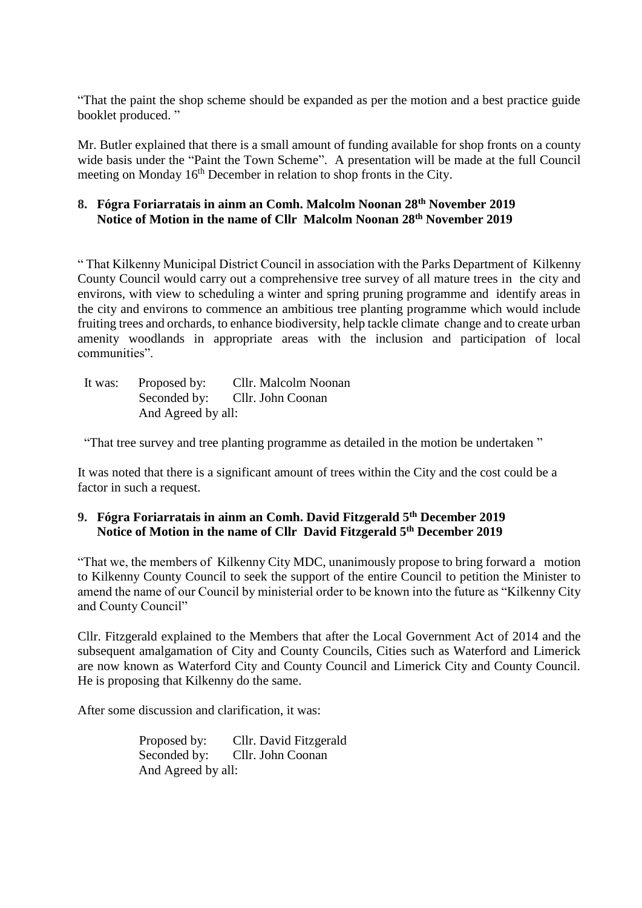"That the paint the shop scheme should be expanded as per the motion and a best practice guide booklet produced. "

Mr. Butler explained that there is a small amount of funding available for shop fronts on a county wide basis under the "Paint the Town Scheme". A presentation will be made at the full Council meeting on Monday 16th December in relation to shop fronts in the City.

**8. Fógra Foriarratais in ainm an Comh. Malcolm Noonan 28th November 2019**
**Notice of Motion in the name of Cllr Malcolm Noonan 28th November 2019**

" That Kilkenny Municipal District Council in association with the Parks Department of Kilkenny County Council would carry out a comprehensive tree survey of all mature trees in the city and environs, with view to scheduling a winter and spring pruning programme and identify areas in the city and environs to commence an ambitious tree planting programme which would include fruiting trees and orchards, to enhance biodiversity, help tackle climate change and to create urban amenity woodlands in appropriate areas with the inclusion and participation of local communities".

It was: Proposed by: Cllr. Malcolm Noonan
Seconded by: Cllr. John Coonan
And Agreed by all:

"That tree survey and tree planting programme as detailed in the motion be undertaken "

It was noted that there is a significant amount of trees within the City and the cost could be a factor in such a request.

**9. Fógra Foriarratais in ainm an Comh. David Fitzgerald 5th December 2019**
**Notice of Motion in the name of Cllr David Fitzgerald 5th December 2019**

"That we, the members of Kilkenny City MDC, unanimously propose to bring forward a motion to Kilkenny County Council to seek the support of the entire Council to petition the Minister to amend the name of our Council by ministerial order to be known into the future as "Kilkenny City and County Council"

Cllr. Fitzgerald explained to the Members that after the Local Government Act of 2014 and the subsequent amalgamation of City and County Councils, Cities such as Waterford and Limerick are now known as Waterford City and County Council and Limerick City and County Council. He is proposing that Kilkenny do the same.

After some discussion and clarification, it was:

Proposed by: Cllr. David Fitzgerald
Seconded by: Cllr. John Coonan
And Agreed by all: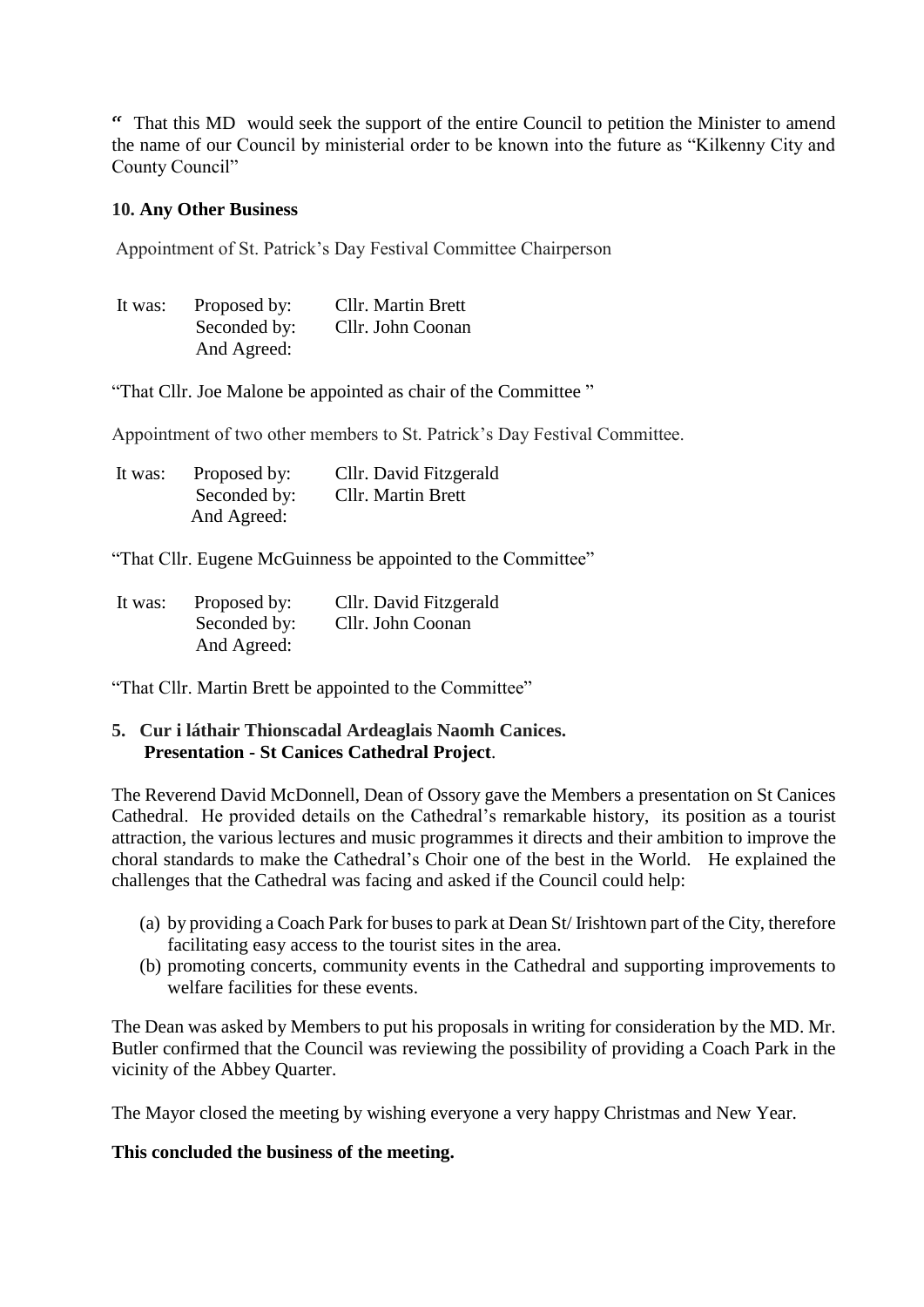" That this MD would seek the support of the entire Council to petition the Minister to amend the name of our Council by ministerial order to be known into the future as "Kilkenny City and County Council"

**10. Any Other Business**

Appointment of St. Patrick's Day Festival Committee Chairperson

| It was: | Proposed by: | Cllr. Martin Brett |
|---|---|---|
| | Seconded by: | Cllr. John Coonan |
| | And Agreed: | |

"That Cllr. Joe Malone be appointed as chair of the Committee "

Appointment of two other members to St. Patrick's Day Festival Committee.

| It was: | Proposed by: | Cllr. David Fitzgerald |
|---|---|---|
| | Seconded by: | Cllr. Martin Brett |
| | And Agreed: | |

"That Cllr. Eugene McGuinness be appointed to the Committee"

| It was: | Proposed by: | Cllr. David Fitzgerald |
|---|---|---|
| | Seconded by: | Cllr. John Coonan |
| | And Agreed: | |

"That Cllr. Martin Brett be appointed to the Committee"

**5. Cur i láthair Thionscadal Ardeaglais Naomh Canices.**
**Presentation - St Canices Cathedral Project**.

The Reverend David McDonnell, Dean of Ossory gave the Members a presentation on St Canices Cathedral. He provided details on the Cathedral's remarkable history, its position as a tourist attraction, the various lectures and music programmes it directs and their ambition to improve the choral standards to make the Cathedral's Choir one of the best in the World. He explained the challenges that the Cathedral was facing and asked if the Council could help:

(a) by providing a Coach Park for buses to park at Dean St/ Irishtown part of the City, therefore facilitating easy access to the tourist sites in the area.
(b) promoting concerts, community events in the Cathedral and supporting improvements to welfare facilities for these events.

The Dean was asked by Members to put his proposals in writing for consideration by the MD. Mr. Butler confirmed that the Council was reviewing the possibility of providing a Coach Park in the vicinity of the Abbey Quarter.

The Mayor closed the meeting by wishing everyone a very happy Christmas and New Year.

**This concluded the business of the meeting.**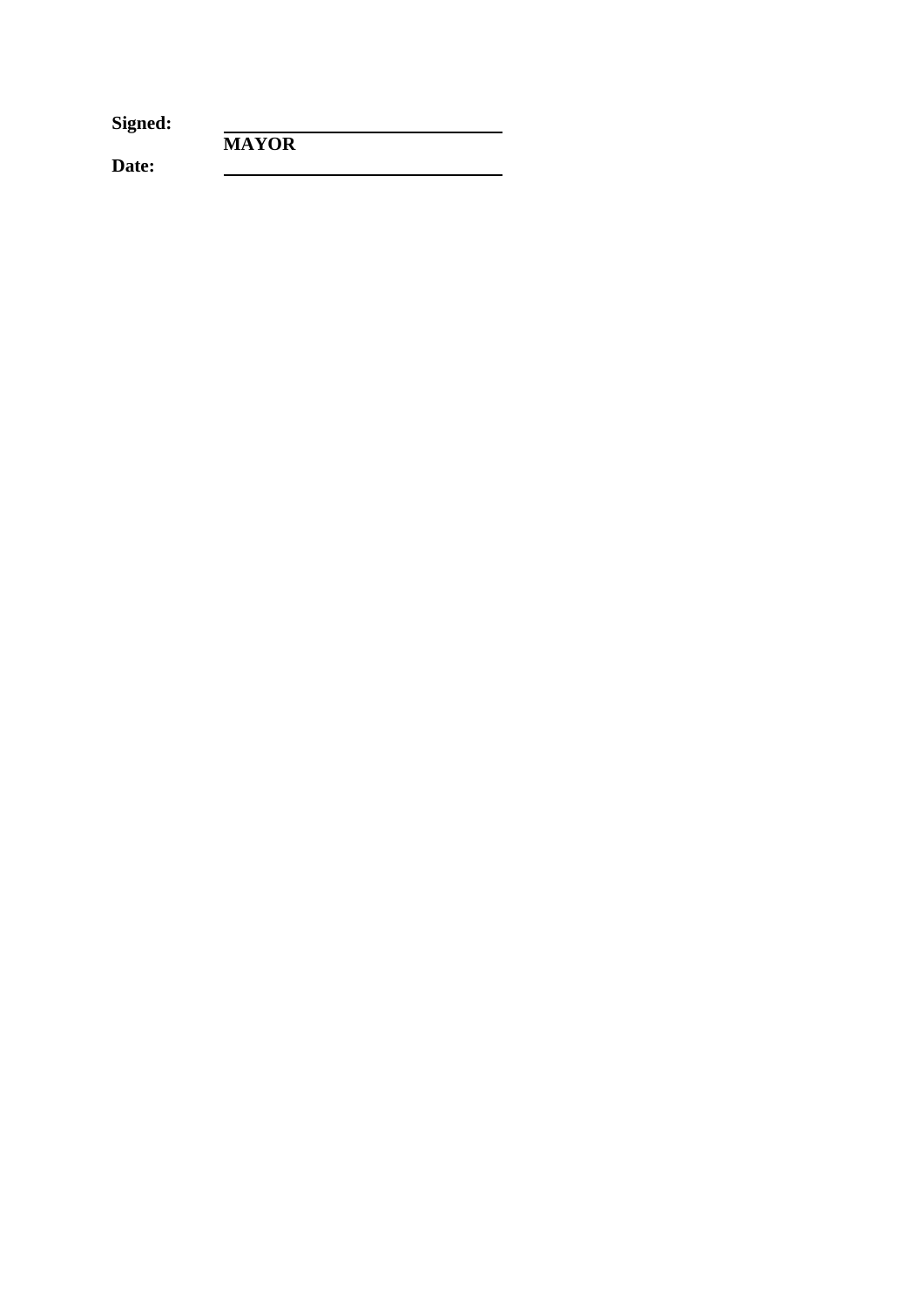**Signed:** \_\_\_\_\_\_\_\_\_\_\_\_\_\_\_\_\_\_\_\_\_\_\_\_\_\_\_\_

**MAYOR**

**Date:** \_\_\_\_\_\_\_\_\_\_\_\_\_\_\_\_\_\_\_\_\_\_\_\_\_\_\_\_